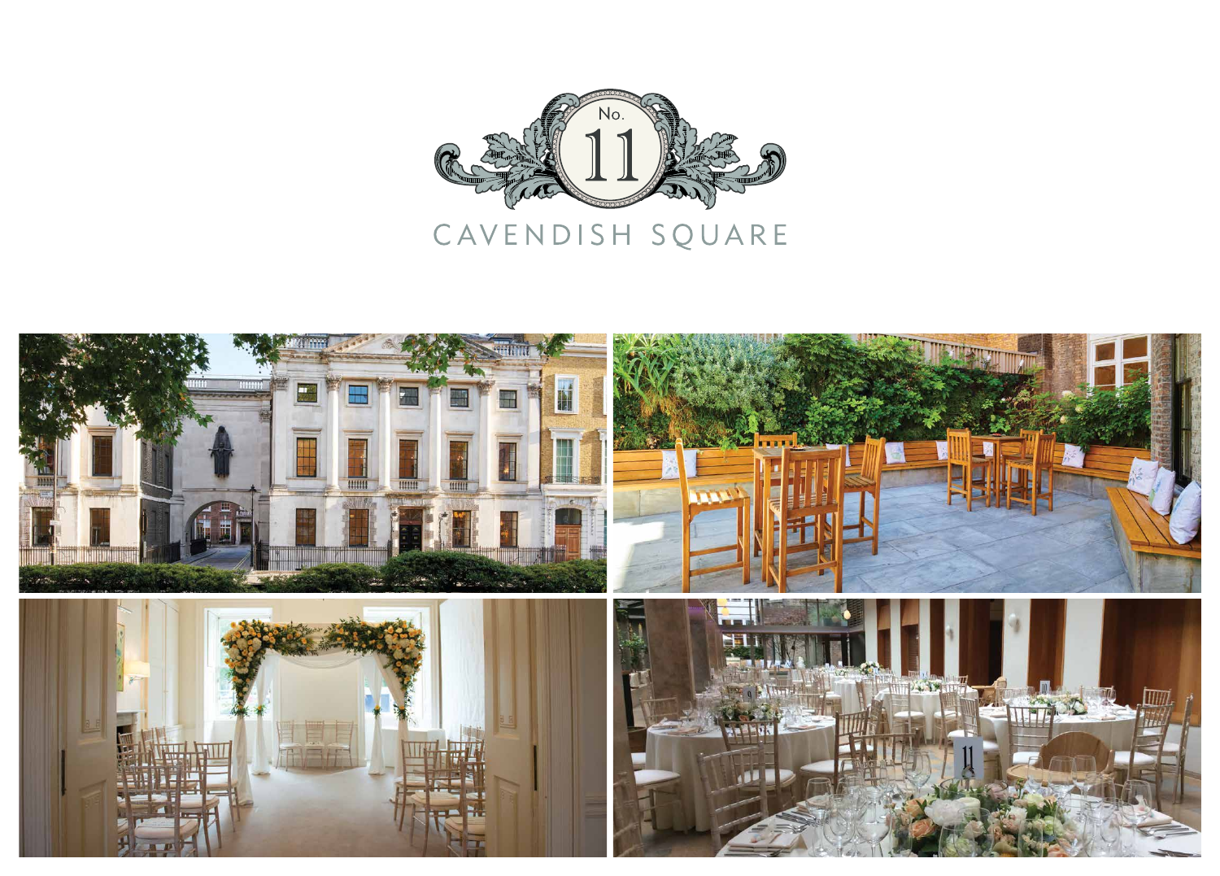No. 11

CAVENDISH SQUARE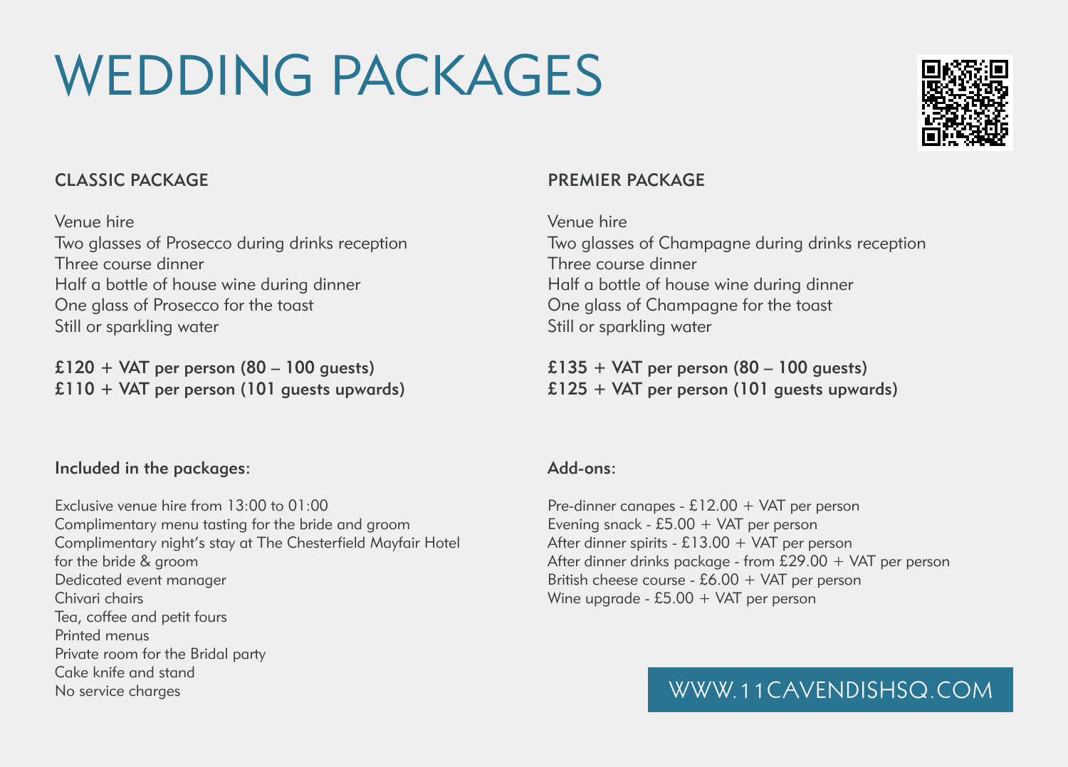# WEDDING PACKAGES

## CLASSIC PACKAGE

Venue hire
Two glasses of Prosecco during drinks reception
Three course dinner
Half a bottle of house wine during dinner
One glass of Prosecco for the toast
Still or sparkling water

**£120 + VAT per person (80 – 100 guests)**
**£110 + VAT per person (101 guests upwards)**

## PREMIER PACKAGE

Venue hire
Two glasses of Champagne during drinks reception
Three course dinner
Half a bottle of house wine during dinner
One glass of Champagne for the toast
Still or sparkling water

**£135 + VAT per person (80 – 100 guests)**
**£125 + VAT per person (101 guests upwards)**

### Included in the packages:

Exclusive venue hire from 13:00 to 01:00
Complimentary menu tasting for the bride and groom
Complimentary night's stay at The Chesterfield Mayfair Hotel for the bride & groom
Dedicated event manager
Chivari chairs
Tea, coffee and petit fours
Printed menus
Private room for the Bridal party
Cake knife and stand
No service charges

### Add-ons:

Pre-dinner canapes - £12.00 + VAT per person
Evening snack - £5.00 + VAT per person
After dinner spirits - £13.00 + VAT per person
After dinner drinks package - from £29.00 + VAT per person
British cheese course - £6.00 + VAT per person
Wine upgrade - £5.00 + VAT per person

WWW.11CAVENDISHSQ.COM